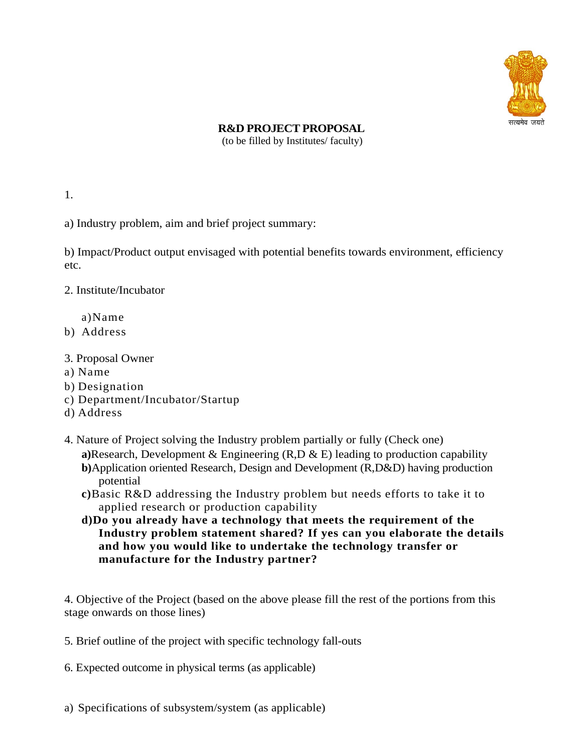# R&D PROJECT PROPOSAL

(to be filled by Institutes/ faculty)

1.

a) Industry problem, aim and brief project summary:

b) Impact/Product output envisaged with potential benefits towards environment, efficiency etc.

2. Institute/Incubator

a) Name

b) Address

3. Proposal Owner

a) Name

b) Designation

c) Department/Incubator/Startup

d) Address

4. Nature of Project solving the Industry problem partially or fully (Check one)

**a)** Research, Development & Engineering (R,D & E) leading to production capability

**b)** Application oriented Research, Design and Development (R,D&D) having production potential

**c)** Basic R&D addressing the Industry problem but needs efforts to take it to applied research or production capability

**d) Do you already have a technology that meets the requirement of the Industry problem statement shared? If yes can you elaborate the details and how you would like to undertake the technology transfer or manufacture for the Industry partner?**

4. Objective of the Project (based on the above please fill the rest of the portions from this stage onwards on those lines)

5. Brief outline of the project with specific technology fall-outs

6. Expected outcome in physical terms (as applicable)

a) Specifications of subsystem/system (as applicable)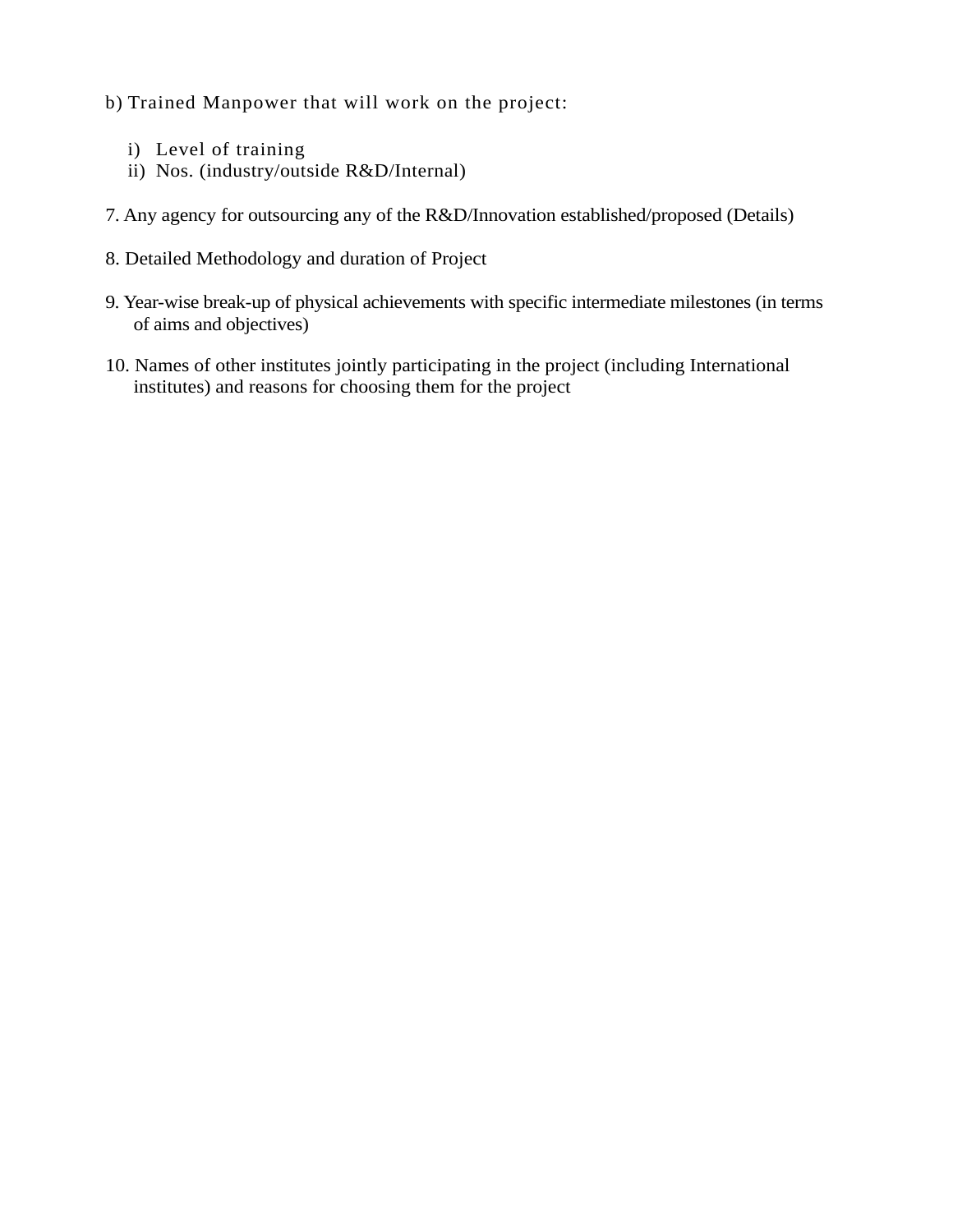b) Trained Manpower that will work on the project:

i) Level of training
ii) Nos. (industry/outside R&D/Internal)

7. Any agency for outsourcing any of the R&D/Innovation established/proposed (Details)

8. Detailed Methodology and duration of Project

9. Year-wise break-up of physical achievements with specific intermediate milestones (in terms of aims and objectives)

10. Names of other institutes jointly participating in the project (including International institutes) and reasons for choosing them for the project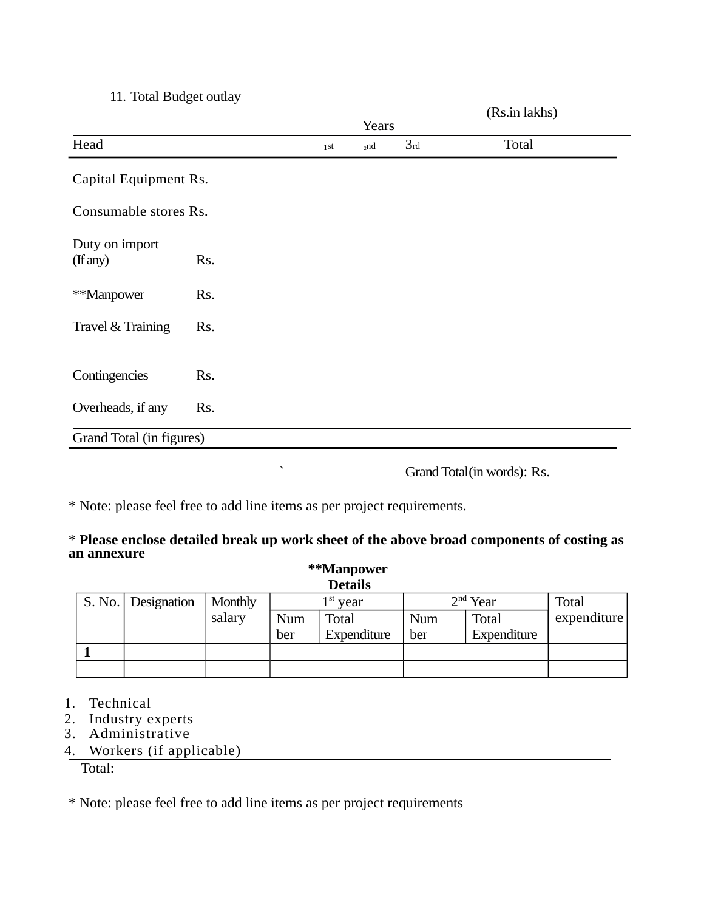11. Total Budget outlay

(Rs.in lakhs)

| Head | | Years 1st | 2nd | 3rd | Total |
|---|---|---|---|---|---|
| Capital Equipment | Rs. | | | | |
| Consumable stores | Rs. | | | | |
| Duty on import (If any) | Rs. | | | | |
| **Manpower | Rs. | | | | |
| Travel & Training | Rs. | | | | |
| Contingencies | Rs. | | | | |
| Overheads, if any | Rs. | | | | |
| Grand Total (in figures) | | | | | |

` Grand Total(in words): Rs.

* Note: please feel free to add line items as per project requirements.

* **Please enclose detailed break up work sheet of the above broad components of costing as an annexure**

**Manpower Details**

| S. No. | Designation | Monthly salary | 1st year | | 2nd Year | | Total expenditure |
|---|---|---|---|---|---|---|---|
| | | | Number | Total Expenditure | Number | Total Expenditure | |
| **1** | | | | | | | |
| | | | | | | | |

1. Technical
2. Industry experts
3. Administrative
4. Workers (if applicable)

Total:

* Note: please feel free to add line items as per project requirements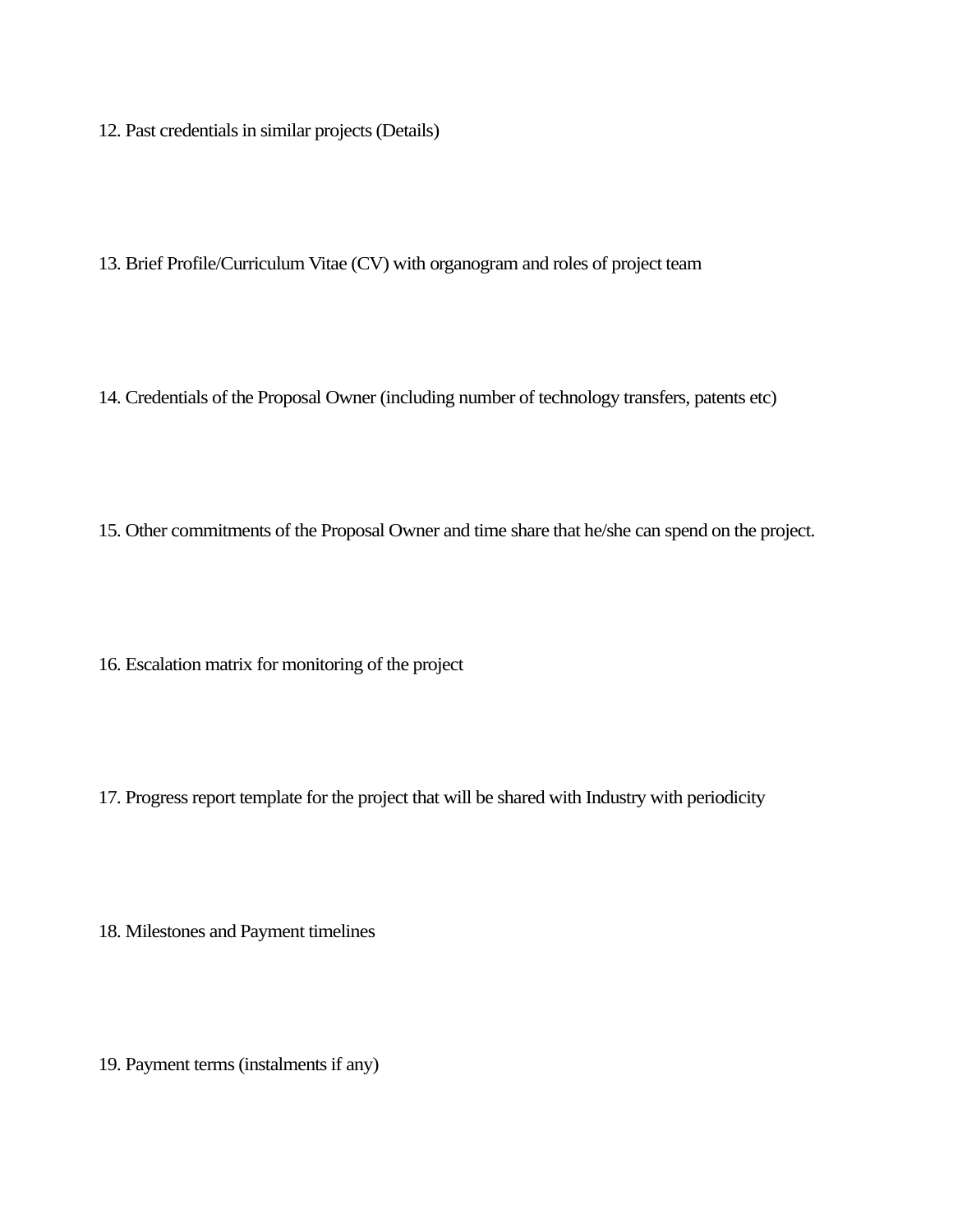12. Past credentials in similar projects (Details)

13. Brief Profile/Curriculum Vitae (CV) with organogram and roles of project team

14. Credentials of the Proposal Owner (including number of technology transfers, patents etc)

15. Other commitments of the Proposal Owner and time share that he/she can spend on the project.

16. Escalation matrix for monitoring of the project

17. Progress report template for the project that will be shared with Industry with periodicity

18. Milestones and Payment timelines

19. Payment terms (instalments if any)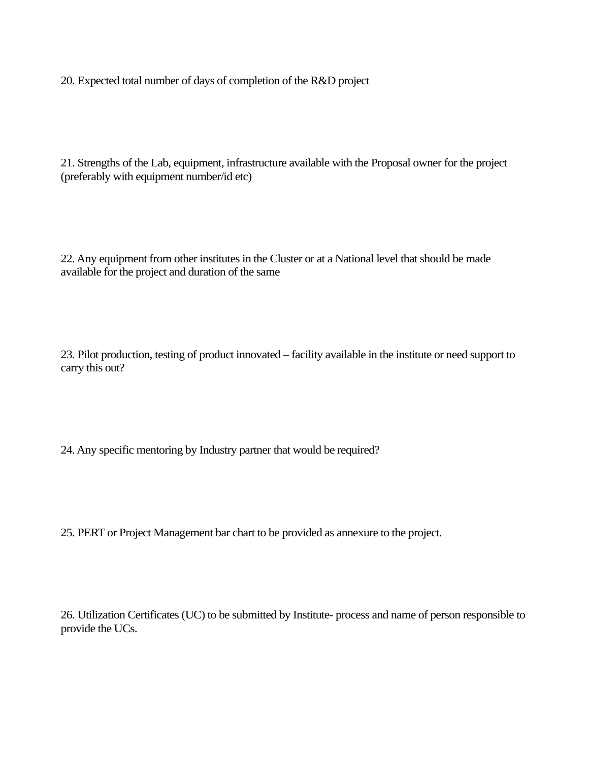20. Expected total number of days of completion of the R&D project

21. Strengths of the Lab, equipment, infrastructure available with the Proposal owner for the project (preferably with equipment number/id etc)

22. Any equipment from other institutes in the Cluster or at a National level that should be made available for the project and duration of the same

23. Pilot production, testing of product innovated – facility available in the institute or need support to carry this out?

24. Any specific mentoring by Industry partner that would be required?

25. PERT or Project Management bar chart to be provided as annexure to the project.

26. Utilization Certificates (UC) to be submitted by Institute- process and name of person responsible to provide the UCs.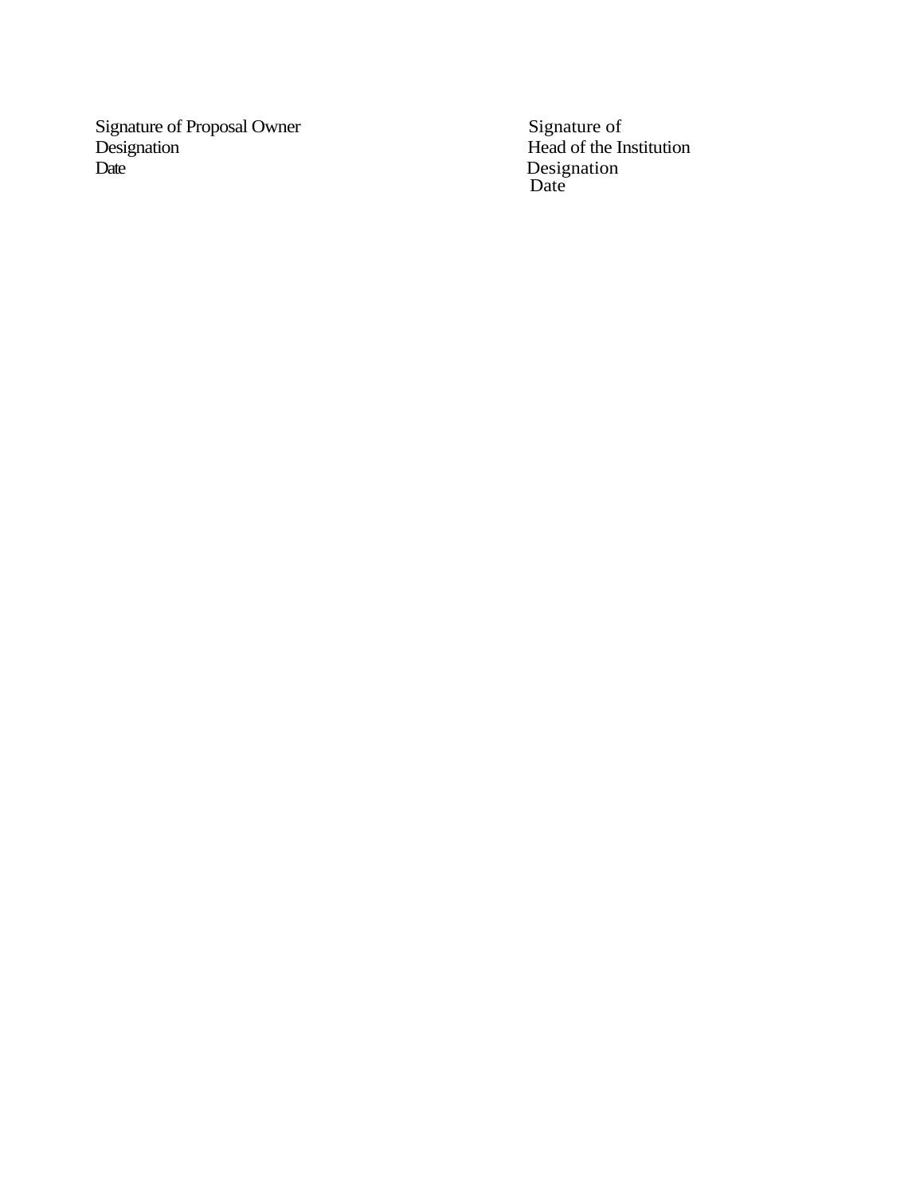Signature of Proposal Owner
Designation
Date

Signature of
Head of the Institution
Designation
Date